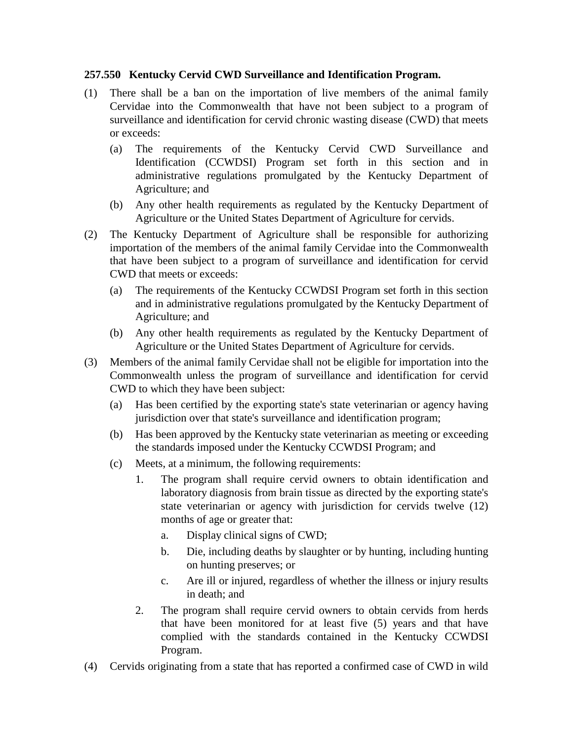**257.550 Kentucky Cervid CWD Surveillance and Identification Program.**

(1) There shall be a ban on the importation of live members of the animal family Cervidae into the Commonwealth that have not been subject to a program of surveillance and identification for cervid chronic wasting disease (CWD) that meets or exceeds:

  (a) The requirements of the Kentucky Cervid CWD Surveillance and Identification (CCWDSI) Program set forth in this section and in administrative regulations promulgated by the Kentucky Department of Agriculture; and

  (b) Any other health requirements as regulated by the Kentucky Department of Agriculture or the United States Department of Agriculture for cervids.

(2) The Kentucky Department of Agriculture shall be responsible for authorizing importation of the members of the animal family Cervidae into the Commonwealth that have been subject to a program of surveillance and identification for cervid CWD that meets or exceeds:

  (a) The requirements of the Kentucky CCWDSI Program set forth in this section and in administrative regulations promulgated by the Kentucky Department of Agriculture; and

  (b) Any other health requirements as regulated by the Kentucky Department of Agriculture or the United States Department of Agriculture for cervids.

(3) Members of the animal family Cervidae shall not be eligible for importation into the Commonwealth unless the program of surveillance and identification for cervid CWD to which they have been subject:

  (a) Has been certified by the exporting state's state veterinarian or agency having jurisdiction over that state's surveillance and identification program;

  (b) Has been approved by the Kentucky state veterinarian as meeting or exceeding the standards imposed under the Kentucky CCWDSI Program; and

  (c) Meets, at a minimum, the following requirements:

    1. The program shall require cervid owners to obtain identification and laboratory diagnosis from brain tissue as directed by the exporting state's state veterinarian or agency with jurisdiction for cervids twelve (12) months of age or greater that:

      a. Display clinical signs of CWD;

      b. Die, including deaths by slaughter or by hunting, including hunting on hunting preserves; or

      c. Are ill or injured, regardless of whether the illness or injury results in death; and

    2. The program shall require cervid owners to obtain cervids from herds that have been monitored for at least five (5) years and that have complied with the standards contained in the Kentucky CCWDSI Program.

(4) Cervids originating from a state that has reported a confirmed case of CWD in wild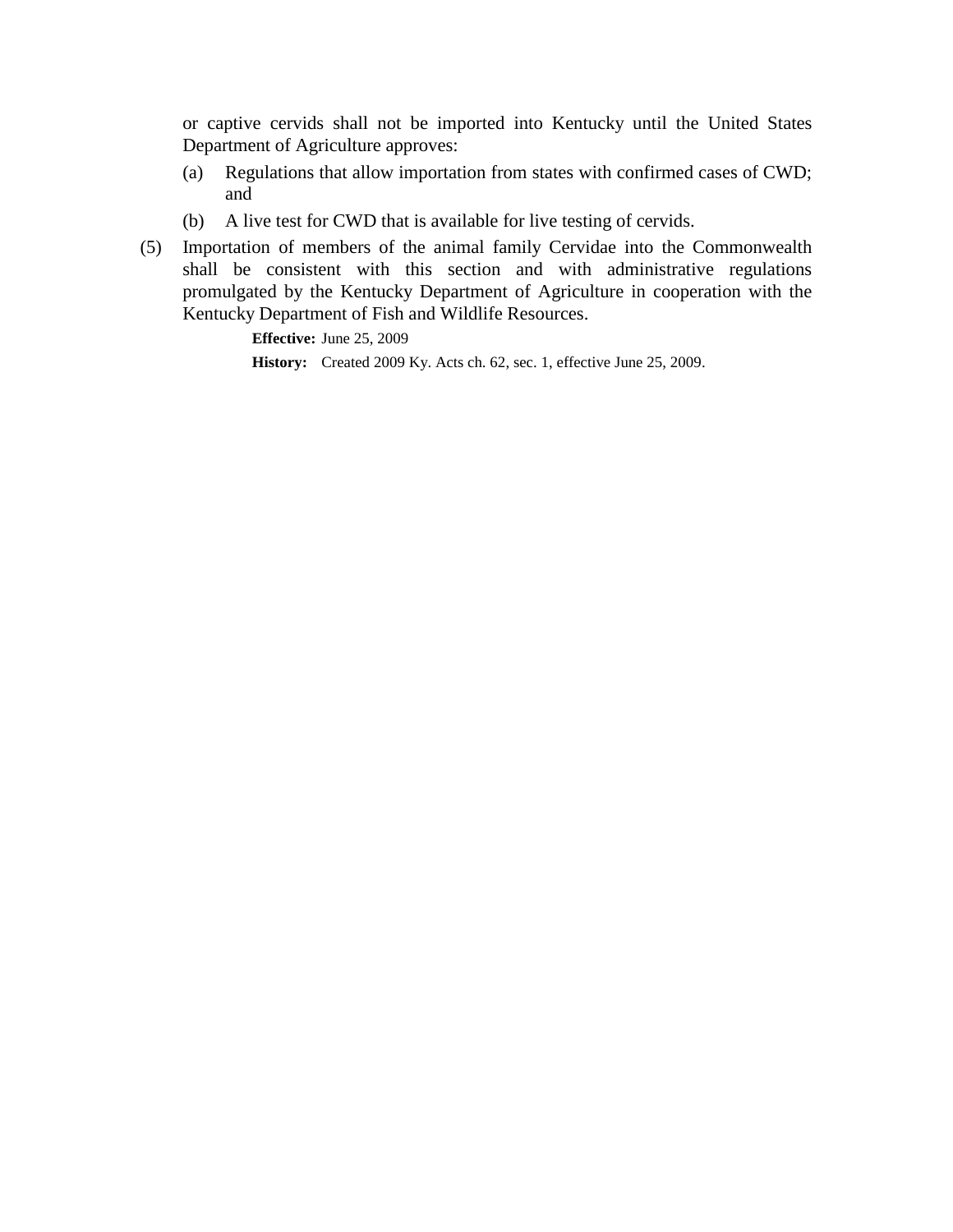or captive cervids shall not be imported into Kentucky until the United States Department of Agriculture approves:

(a) Regulations that allow importation from states with confirmed cases of CWD; and

(b) A live test for CWD that is available for live testing of cervids.

(5) Importation of members of the animal family Cervidae into the Commonwealth shall be consistent with this section and with administrative regulations promulgated by the Kentucky Department of Agriculture in cooperation with the Kentucky Department of Fish and Wildlife Resources.

**Effective:** June 25, 2009

**History:** Created 2009 Ky. Acts ch. 62, sec. 1, effective June 25, 2009.